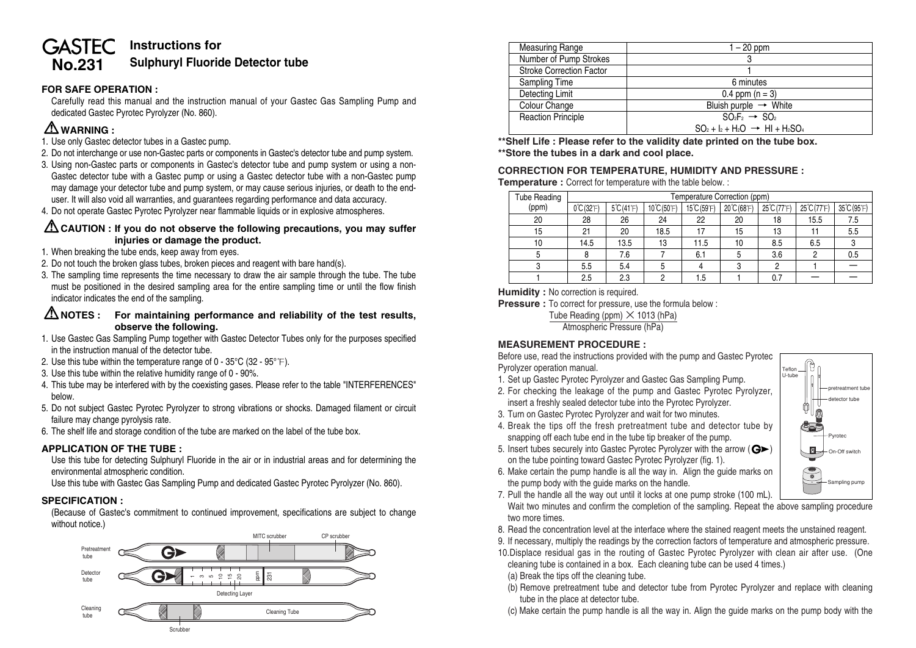# GASTEC No.231

## Instructions for Sulphuryl Fluoride Detector tube

### FOR SAFE OPERATION :

Carefully read this manual and the instruction manual of your Gastec Gas Sampling Pump and dedicated Gastec Pyrotec Pyrolyzer (No. 860).

### ⚠ WARNING :

1. Use only Gastec detector tubes in a Gastec pump.
2. Do not interchange or use non-Gastec parts or components in Gastec's detector tube and pump system.
3. Using non-Gastec parts or components in Gastec's detector tube and pump system or using a non-Gastec detector tube with a Gastec pump or using a Gastec detector tube with a non-Gastec pump may damage your detector tube and pump system, or may cause serious injuries, or death to the end-user. It will also void all warranties, and guarantees regarding performance and data accuracy.
4. Do not operate Gastec Pyrotec Pyrolyzer near flammable liquids or in explosive atmospheres.

### ⚠ CAUTION : If you do not observe the following precautions, you may suffer injuries or damage the product.

1. When breaking the tube ends, keep away from eyes.
2. Do not touch the broken glass tubes, broken pieces and reagent with bare hand(s).
3. The sampling time represents the time necessary to draw the air sample through the tube. The tube must be positioned in the desired sampling area for the entire sampling time or until the flow finish indicator indicates the end of the sampling.

### ⚠ NOTES : For maintaining performance and reliability of the test results, observe the following.

1. Use Gastec Gas Sampling Pump together with Gastec Detector Tubes only for the purposes specified in the instruction manual of the detector tube.
2. Use this tube within the temperature range of 0 - 35°C (32 - 95°℉).
3. Use this tube within the relative humidity range of 0 - 90%.
4. This tube may be interfered with by the coexisting gases. Please refer to the table "INTERFERENCES" below.
5. Do not subject Gastec Pyrotec Pyrolyzer to strong vibrations or shocks. Damaged filament or circuit failure may change pyrolysis rate.
6. The shelf life and storage condition of the tube are marked on the label of the tube box.

### APPLICATION OF THE TUBE :

Use this tube for detecting Sulphuryl Fluoride in the air or in industrial areas and for determining the environmental atmospheric condition.

Use this tube with Gastec Gas Sampling Pump and dedicated Gastec Pyrotec Pyrolyzer (No. 860).

### SPECIFICATION :

(Because of Gastec's commitment to continued improvement, specifications are subject to change without notice.)

Pretreatment tube — MITC scrubber, CP scrubber
Detector tube — 1, 3, 5, 10, 15, 20 ppm, 231; Detecting Layer
Cleaning tube — Scrubber, Cleaning Tube

| Measuring Range | 1 – 20 ppm |
|---|---|
| Number of Pump Strokes | 3 |
| Stroke Correction Factor | 1 |
| Sampling Time | 6 minutes |
| Detecting Limit | 0.4 ppm (n = 3) |
| Colour Change | Bluish purple → White |
| Reaction Principle | $SO_2F_2 \rightarrow SO_2$<br>$SO_2 + I_2 + H_2O \rightarrow HI + H_2SO_4$ |

**\*\*Shelf Life : Please refer to the validity date printed on the tube box.**
**\*\*Store the tubes in a dark and cool place.**

### CORRECTION FOR TEMPERATURE, HUMIDITY AND PRESSURE :

**Temperature :** Correct for temperature with the table below. :

| Tube Reading (ppm) | Temperature Correction (ppm) | | | | | | | |
|---|---|---|---|---|---|---|---|---|
| | 0℃(32℉) | 5℃(41℉) | 10℃(50℉) | 15℃(59℉) | 20℃(68℉) | 25℃(77℉) | 25℃(77℉) | 35℃(95℉) |
| 20 | 28 | 26 | 24 | 22 | 20 | 18 | 15.5 | 7.5 |
| 15 | 21 | 20 | 18.5 | 17 | 15 | 13 | 11 | 5.5 |
| 10 | 14.5 | 13.5 | 13 | 11.5 | 10 | 8.5 | 6.5 | 3 |
| 5 | 8 | 7.6 | 7 | 6.1 | 5 | 3.6 | 2 | 0.5 |
| 3 | 5.5 | 5.4 | 5 | 4 | 3 | 2 | 1 | — |
| 1 | 2.5 | 2.3 | 2 | 1.5 | 1 | 0.7 | — | — |

**Humidity :** No correction is required.

**Pressure :** To correct for pressure, use the formula below :

$$\frac{\text{Tube Reading (ppm)} \times 1013 \text{ (hPa)}}{\text{Atmospheric Pressure (hPa)}}$$

### MEASUREMENT PROCEDURE :

Before use, read the instructions provided with the pump and Gastec Pyrotec Pyrolyzer operation manual.

1. Set up Gastec Pyrotec Pyrolyzer and Gastec Gas Sampling Pump.
2. For checking the leakage of the pump and Gastec Pyrotec Pyrolyzer, insert a freshly sealed detector tube into the Pyrotec Pyrolyzer.
3. Turn on Gastec Pyrotec Pyrolyzer and wait for two minutes.
4. Break the tips off the fresh pretreatment tube and detector tube by snapping off each tube end in the tube tip breaker of the pump.
5. Insert tubes securely into Gastec Pyrotec Pyrolyzer with the arrow (G➤) on the tube pointing toward Gastec Pyrotec Pyrolyzer (fig. 1).
6. Make certain the pump handle is all the way in. Align the guide marks on the pump body with the guide marks on the handle.
7. Pull the handle all the way out until it locks at one pump stroke (100 mL). Wait two minutes and confirm the completion of the sampling. Repeat the above sampling procedure two more times.
8. Read the concentration level at the interface where the stained reagent meets the unstained reagent.
9. If necessary, multiply the readings by the correction factors of temperature and atmospheric pressure.
10. Displace residual gas in the routing of Gastec Pyrotec Pyrolyzer with clean air after use. (One cleaning tube is contained in a box. Each cleaning tube can be used 4 times.)
    (a) Break the tips off the cleaning tube.
    (b) Remove pretreatment tube and detector tube from Pyrotec Pyrolyzer and replace with cleaning tube in the place at detector tube.
    (c) Make certain the pump handle is all the way in. Align the guide marks on the pump body with the

Teflon U-tube, pretreatment tube, detector tube, Pyrotec, On-Off switch, Sampling pump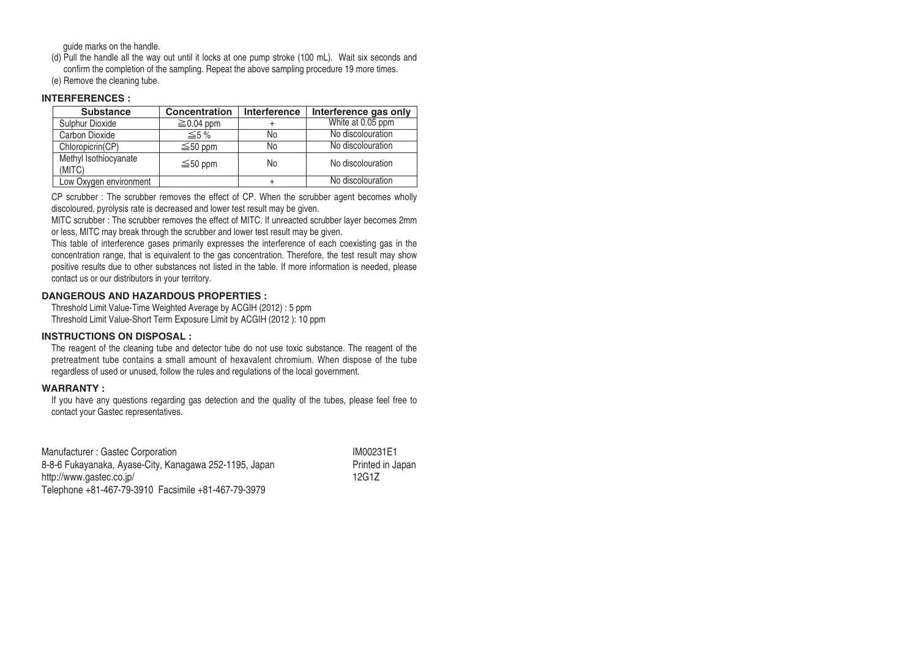guide marks on the handle.

(d) Pull the handle all the way out until it locks at one pump stroke (100 mL). Wait six seconds and confirm the completion of the sampling. Repeat the above sampling procedure 19 more times.

(e) Remove the cleaning tube.

## INTERFERENCES :

| Substance | Concentration | Interference | Interference gas only |
|---|---|---|---|
| Sulphur Dioxide | ≧0.04 ppm | + | White at 0.05 ppm |
| Carbon Dioxide | ≦5 % | No | No discolouration |
| Chloropicrin(CP) | ≦50 ppm | No | No discolouration |
| Methyl Isothiocyanate (MITC) | ≦50 ppm | No | No discolouration |
| Low Oxygen environment | | + | No discolouration |

CP scrubber : The scrubber removes the effect of CP. When the scrubber agent becomes wholly discoloured, pyrolysis rate is decreased and lower test result may be given.

MITC scrubber : The scrubber removes the effect of MITC. If unreacted scrubber layer becomes 2mm or less, MITC may break through the scrubber and lower test result may be given.

This table of interference gases primarily expresses the interference of each coexisting gas in the concentration range, that is equivalent to the gas concentration. Therefore, the test result may show positive results due to other substances not listed in the table. If more information is needed, please contact us or our distributors in your territory.

## DANGEROUS AND HAZARDOUS PROPERTIES :

Threshold Limit Value-Time Weighted Average by ACGIH (2012) : 5 ppm

Threshold Limit Value-Short Term Exposure Limit by ACGIH (2012 ): 10 ppm

## INSTRUCTIONS ON DISPOSAL :

The reagent of the cleaning tube and detector tube do not use toxic substance. The reagent of the pretreatment tube contains a small amount of hexavalent chromium. When dispose of the tube regardless of used or unused, follow the rules and regulations of the local government.

## WARRANTY :

If you have any questions regarding gas detection and the quality of the tubes, please feel free to contact your Gastec representatives.

Manufacturer : Gastec Corporation
8-8-6 Fukayanaka, Ayase-City, Kanagawa 252-1195, Japan
http://www.gastec.co.jp/
Telephone +81-467-79-3910 Facsimile +81-467-79-3979

IM00231E1
Printed in Japan
12G1Z